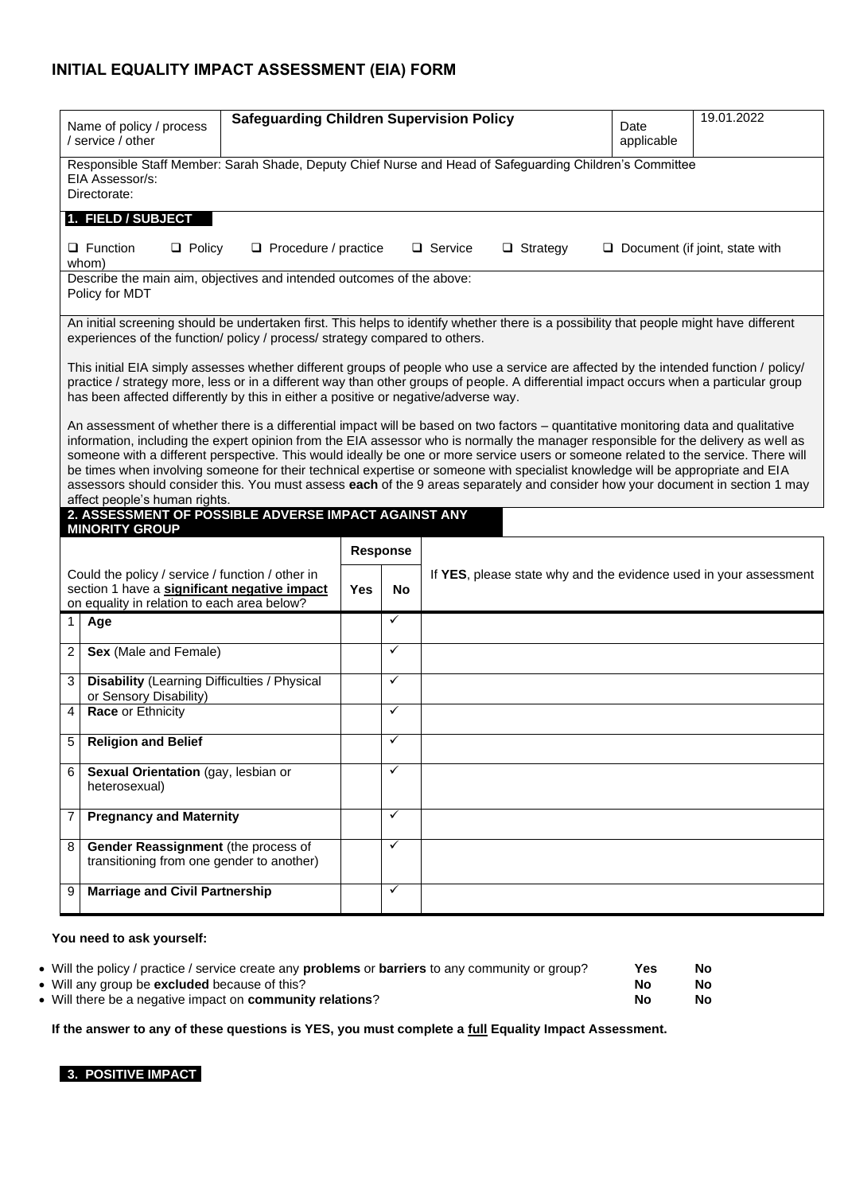# INITIAL EQUALITY IMPACT ASSESSMENT (EIA) FORM

| Name of policy / process / service / other | **Safeguarding Children Supervision Policy** | Date applicable | 19.01.2022 |
|---|---|---|---|

Responsible Staff Member: Sarah Shade, Deputy Chief Nurse and Head of Safeguarding Children's Committee
EIA Assessor/s:
Directorate:

## 1. FIELD / SUBJECT

❑ Function ❑ Policy ❑ Procedure / practice ❑ Service ❑ Strategy ❑ Document (if joint, state with whom)

Describe the main aim, objectives and intended outcomes of the above:
Policy for MDT

An initial screening should be undertaken first. This helps to identify whether there is a possibility that people might have different experiences of the function/ policy / process/ strategy compared to others.

This initial EIA simply assesses whether different groups of people who use a service are affected by the intended function / policy/ practice / strategy more, less or in a different way than other groups of people. A differential impact occurs when a particular group has been affected differently by this in either a positive or negative/adverse way.

An assessment of whether there is a differential impact will be based on two factors – quantitative monitoring data and qualitative information, including the expert opinion from the EIA assessor who is normally the manager responsible for the delivery as well as someone with a different perspective. This would ideally be one or more service users or someone related to the service. There will be times when involving someone for their technical expertise or someone with specialist knowledge will be appropriate and EIA assessors should consider this. You must assess **each** of the 9 areas separately and consider how your document in section 1 may affect people's human rights.

## 2. ASSESSMENT OF POSSIBLE ADVERSE IMPACT AGAINST ANY MINORITY GROUP

| Could the policy / service / function / other in section 1 have a **significant negative impact** on equality in relation to each area below? | | Response | | If **YES**, please state why and the evidence used in your assessment |
|---|---|---|---|---|
| | | **Yes** | **No** | |
| 1 | **Age** | | ✓ | |
| 2 | **Sex** (Male and Female) | | ✓ | |
| 3 | **Disability** (Learning Difficulties / Physical or Sensory Disability) | | ✓ | |
| 4 | **Race** or Ethnicity | | ✓ | |
| 5 | **Religion and Belief** | | ✓ | |
| 6 | **Sexual Orientation** (gay, lesbian or heterosexual) | | ✓ | |
| 7 | **Pregnancy and Maternity** | | ✓ | |
| 8 | **Gender Reassignment** (the process of transitioning from one gender to another) | | ✓ | |
| 9 | **Marriage and Civil Partnership** | | ✓ | |

**You need to ask yourself:**

| | | |
|---|---|---|
| • Will the policy / practice / service create any **problems** or **barriers** to any community or group? | **Yes** | **No** |
| • Will any group be **excluded** because of this? | **No** | **No** |
| • Will there be a negative impact on **community relations**? | **No** | **No** |

**If the answer to any of these questions is YES, you must complete a full Equality Impact Assessment.**

## 3. POSITIVE IMPACT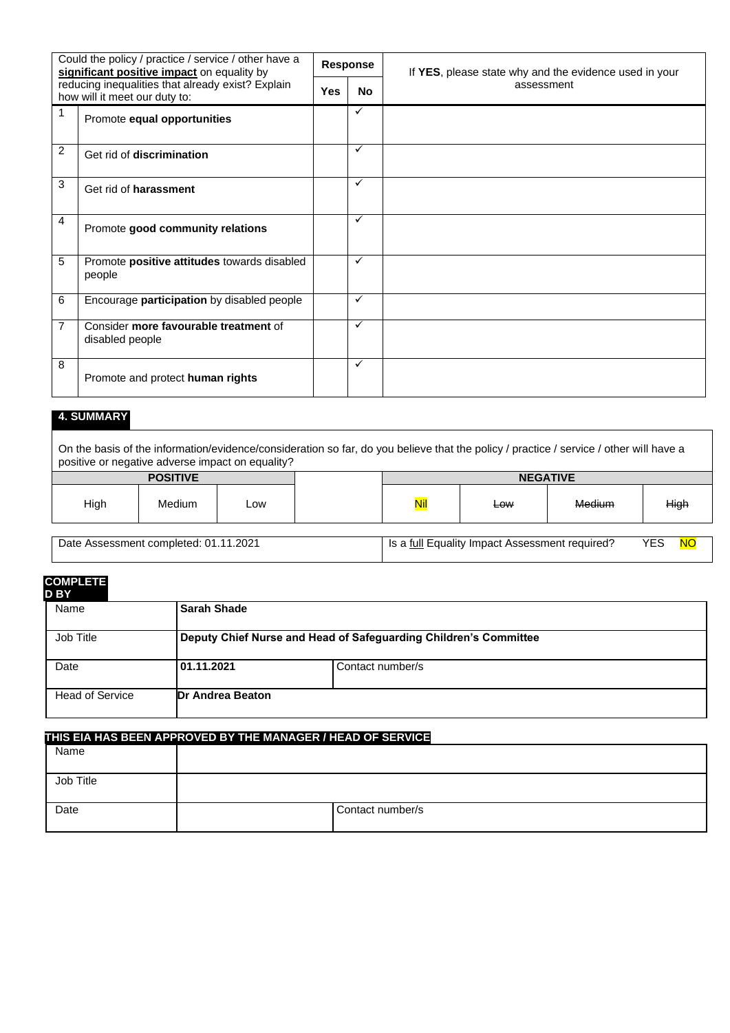| Could the policy / practice / service / other have a **significant positive impact** on equality by reducing inequalities that already exist? Explain how will it meet our duty to: | | Response | | If **YES**, please state why and the evidence used in your assessment |
|---|---|---|---|---|
| | | **Yes** | **No** | |
| 1 | Promote **equal opportunities** | | ✓ | |
| 2 | Get rid of **discrimination** | | ✓ | |
| 3 | Get rid of **harassment** | | ✓ | |
| 4 | Promote **good community relations** | | ✓ | |
| 5 | Promote **positive attitudes** towards disabled people | | ✓ | |
| 6 | Encourage **participation** by disabled people | | ✓ | |
| 7 | Consider **more favourable treatment** of disabled people | | ✓ | |
| 8 | Promote and protect **human rights** | | ✓ | |

## 4. SUMMARY

On the basis of the information/evidence/consideration so far, do you believe that the policy / practice / service / other will have a positive or negative adverse impact on equality?

| POSITIVE | | | | NEGATIVE | | | |
|---|---|---|---|---|---|---|---|
| High | Medium | Low | | Nil | ~~Low~~ | ~~Medium~~ | ~~High~~ |

| | |
|---|---|
| Date Assessment completed: 01.11.2021 | Is a full Equality Impact Assessment required? YES NO |

**COMPLETED BY**

| | | |
|---|---|---|
| Name | **Sarah Shade** | |
| Job Title | **Deputy Chief Nurse and Head of Safeguarding Children's Committee** | |
| Date | **01.11.2021** | Contact number/s |
| Head of Service | **Dr Andrea Beaton** | |

**THIS EIA HAS BEEN APPROVED BY THE MANAGER / HEAD OF SERVICE**

| | | |
|---|---|---|
| Name | | |
| Job Title | | |
| Date | | Contact number/s |